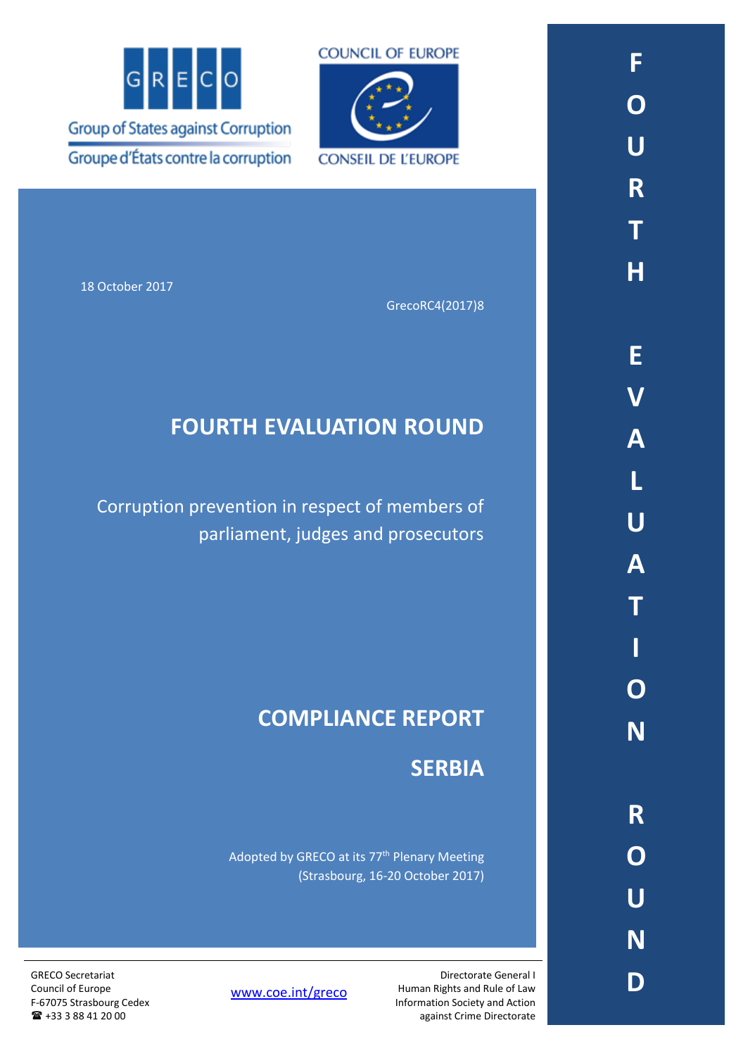GRECO

Group of States against Corruption

Groupe d'États contre la corruption

COUNCIL OF EUROPE

CONSEIL DE L'EUROPE

18 October 2017

GrecoRC4(2017)8

# FOURTH EVALUATION ROUND

Corruption prevention in respect of members of parliament, judges and prosecutors

# COMPLIANCE REPORT

# SERBIA

Adopted by GRECO at its 77th Plenary Meeting (Strasbourg, 16-20 October 2017)

FOURTH EVALUATION ROUND

GRECO Secretariat
Council of Europe
F-67075 Strasbourg Cedex
☎ +33 3 88 41 20 00

www.coe.int/greco

Directorate General I
Human Rights and Rule of Law
Information Society and Action against Crime Directorate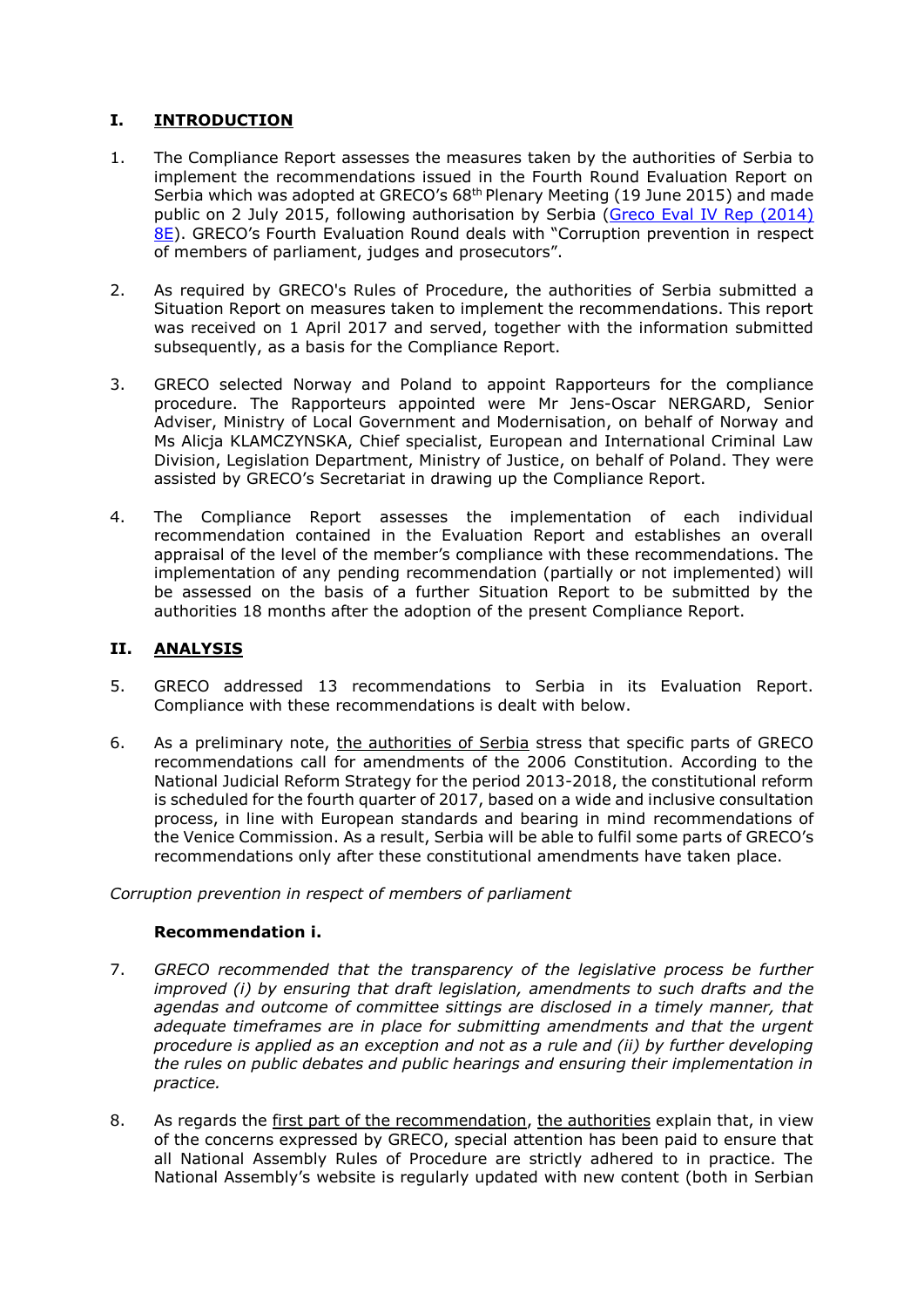# I. INTRODUCTION

1. The Compliance Report assesses the measures taken by the authorities of Serbia to implement the recommendations issued in the Fourth Round Evaluation Report on Serbia which was adopted at GRECO's 68th Plenary Meeting (19 June 2015) and made public on 2 July 2015, following authorisation by Serbia (Greco Eval IV Rep (2014) 8E). GRECO's Fourth Evaluation Round deals with "Corruption prevention in respect of members of parliament, judges and prosecutors".

2. As required by GRECO's Rules of Procedure, the authorities of Serbia submitted a Situation Report on measures taken to implement the recommendations. This report was received on 1 April 2017 and served, together with the information submitted subsequently, as a basis for the Compliance Report.

3. GRECO selected Norway and Poland to appoint Rapporteurs for the compliance procedure. The Rapporteurs appointed were Mr Jens-Oscar NERGARD, Senior Adviser, Ministry of Local Government and Modernisation, on behalf of Norway and Ms Alicja KLAMCZYNSKA, Chief specialist, European and International Criminal Law Division, Legislation Department, Ministry of Justice, on behalf of Poland. They were assisted by GRECO's Secretariat in drawing up the Compliance Report.

4. The Compliance Report assesses the implementation of each individual recommendation contained in the Evaluation Report and establishes an overall appraisal of the level of the member's compliance with these recommendations. The implementation of any pending recommendation (partially or not implemented) will be assessed on the basis of a further Situation Report to be submitted by the authorities 18 months after the adoption of the present Compliance Report.

# II. ANALYSIS

5. GRECO addressed 13 recommendations to Serbia in its Evaluation Report. Compliance with these recommendations is dealt with below.

6. As a preliminary note, the authorities of Serbia stress that specific parts of GRECO recommendations call for amendments of the 2006 Constitution. According to the National Judicial Reform Strategy for the period 2013-2018, the constitutional reform is scheduled for the fourth quarter of 2017, based on a wide and inclusive consultation process, in line with European standards and bearing in mind recommendations of the Venice Commission. As a result, Serbia will be able to fulfil some parts of GRECO's recommendations only after these constitutional amendments have taken place.

*Corruption prevention in respect of members of parliament*

**Recommendation i.**

7. *GRECO recommended that the transparency of the legislative process be further improved (i) by ensuring that draft legislation, amendments to such drafts and the agendas and outcome of committee sittings are disclosed in a timely manner, that adequate timeframes are in place for submitting amendments and that the urgent procedure is applied as an exception and not as a rule and (ii) by further developing the rules on public debates and public hearings and ensuring their implementation in practice.*

8. As regards the first part of the recommendation, the authorities explain that, in view of the concerns expressed by GRECO, special attention has been paid to ensure that all National Assembly Rules of Procedure are strictly adhered to in practice. The National Assembly's website is regularly updated with new content (both in Serbian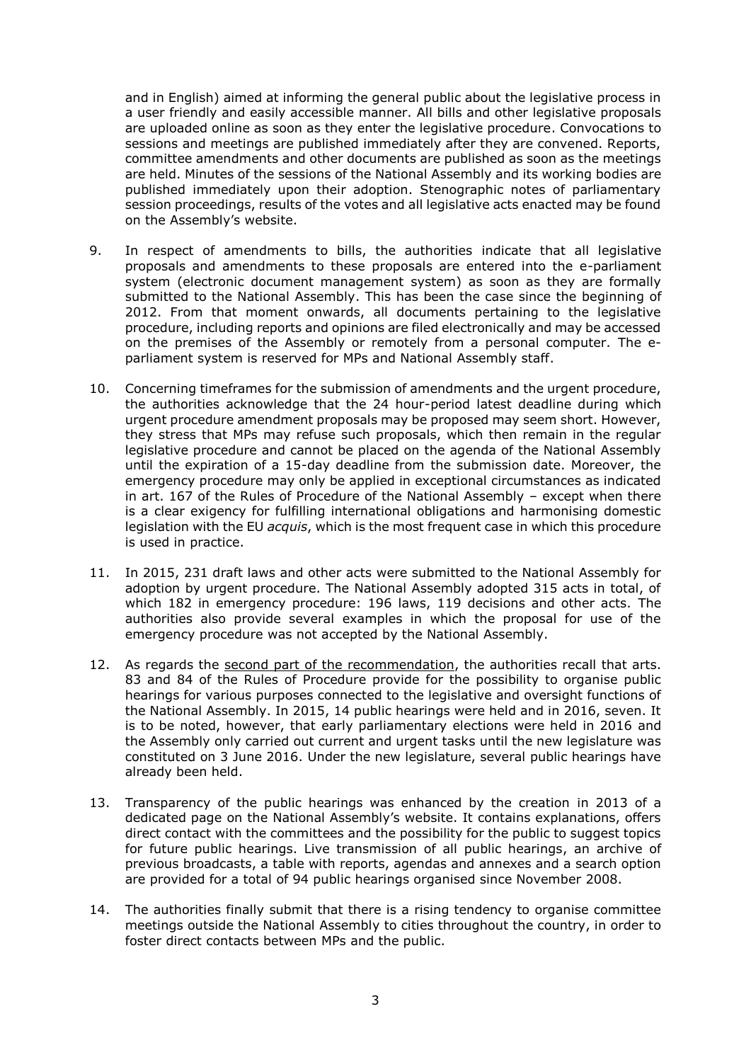and in English) aimed at informing the general public about the legislative process in a user friendly and easily accessible manner. All bills and other legislative proposals are uploaded online as soon as they enter the legislative procedure. Convocations to sessions and meetings are published immediately after they are convened. Reports, committee amendments and other documents are published as soon as the meetings are held. Minutes of the sessions of the National Assembly and its working bodies are published immediately upon their adoption. Stenographic notes of parliamentary session proceedings, results of the votes and all legislative acts enacted may be found on the Assembly's website.

9. In respect of amendments to bills, the authorities indicate that all legislative proposals and amendments to these proposals are entered into the e-parliament system (electronic document management system) as soon as they are formally submitted to the National Assembly. This has been the case since the beginning of 2012. From that moment onwards, all documents pertaining to the legislative procedure, including reports and opinions are filed electronically and may be accessed on the premises of the Assembly or remotely from a personal computer. The e-parliament system is reserved for MPs and National Assembly staff.

10. Concerning timeframes for the submission of amendments and the urgent procedure, the authorities acknowledge that the 24 hour-period latest deadline during which urgent procedure amendment proposals may be proposed may seem short. However, they stress that MPs may refuse such proposals, which then remain in the regular legislative procedure and cannot be placed on the agenda of the National Assembly until the expiration of a 15-day deadline from the submission date. Moreover, the emergency procedure may only be applied in exceptional circumstances as indicated in art. 167 of the Rules of Procedure of the National Assembly – except when there is a clear exigency for fulfilling international obligations and harmonising domestic legislation with the EU *acquis*, which is the most frequent case in which this procedure is used in practice.

11. In 2015, 231 draft laws and other acts were submitted to the National Assembly for adoption by urgent procedure. The National Assembly adopted 315 acts in total, of which 182 in emergency procedure: 196 laws, 119 decisions and other acts. The authorities also provide several examples in which the proposal for use of the emergency procedure was not accepted by the National Assembly.

12. As regards the <u>second part of the recommendation</u>, the authorities recall that arts. 83 and 84 of the Rules of Procedure provide for the possibility to organise public hearings for various purposes connected to the legislative and oversight functions of the National Assembly. In 2015, 14 public hearings were held and in 2016, seven. It is to be noted, however, that early parliamentary elections were held in 2016 and the Assembly only carried out current and urgent tasks until the new legislature was constituted on 3 June 2016. Under the new legislature, several public hearings have already been held.

13. Transparency of the public hearings was enhanced by the creation in 2013 of a dedicated page on the National Assembly's website. It contains explanations, offers direct contact with the committees and the possibility for the public to suggest topics for future public hearings. Live transmission of all public hearings, an archive of previous broadcasts, a table with reports, agendas and annexes and a search option are provided for a total of 94 public hearings organised since November 2008.

14. The authorities finally submit that there is a rising tendency to organise committee meetings outside the National Assembly to cities throughout the country, in order to foster direct contacts between MPs and the public.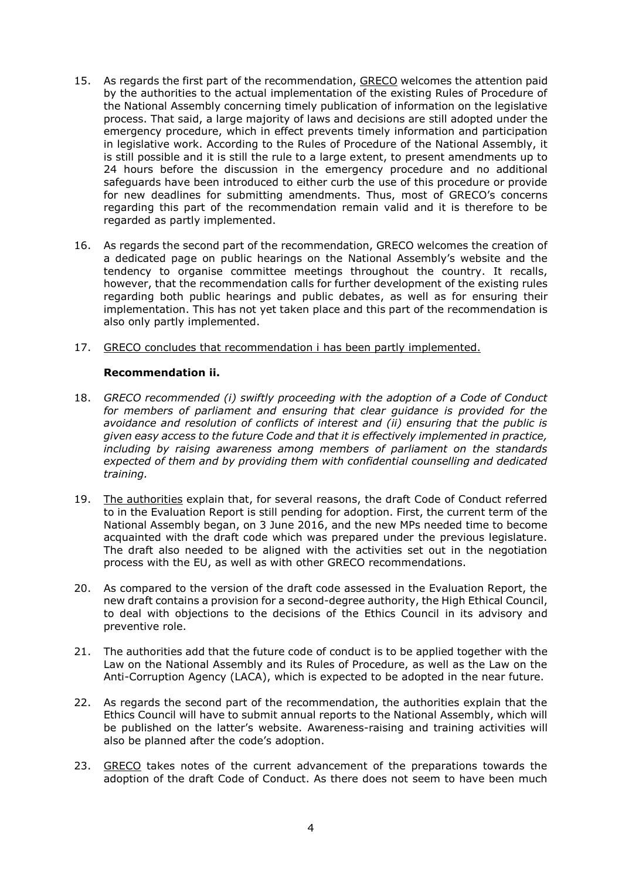15. As regards the first part of the recommendation, <u>GRECO</u> welcomes the attention paid by the authorities to the actual implementation of the existing Rules of Procedure of the National Assembly concerning timely publication of information on the legislative process. That said, a large majority of laws and decisions are still adopted under the emergency procedure, which in effect prevents timely information and participation in legislative work. According to the Rules of Procedure of the National Assembly, it is still possible and it is still the rule to a large extent, to present amendments up to 24 hours before the discussion in the emergency procedure and no additional safeguards have been introduced to either curb the use of this procedure or provide for new deadlines for submitting amendments. Thus, most of GRECO's concerns regarding this part of the recommendation remain valid and it is therefore to be regarded as partly implemented.

16. As regards the second part of the recommendation, GRECO welcomes the creation of a dedicated page on public hearings on the National Assembly's website and the tendency to organise committee meetings throughout the country. It recalls, however, that the recommendation calls for further development of the existing rules regarding both public hearings and public debates, as well as for ensuring their implementation. This has not yet taken place and this part of the recommendation is also only partly implemented.

17. <u>GRECO concludes that recommendation i has been partly implemented.</u>

**Recommendation ii.**

18. *GRECO recommended (i) swiftly proceeding with the adoption of a Code of Conduct for members of parliament and ensuring that clear guidance is provided for the avoidance and resolution of conflicts of interest and (ii) ensuring that the public is given easy access to the future Code and that it is effectively implemented in practice, including by raising awareness among members of parliament on the standards expected of them and by providing them with confidential counselling and dedicated training.*

19. <u>The authorities</u> explain that, for several reasons, the draft Code of Conduct referred to in the Evaluation Report is still pending for adoption. First, the current term of the National Assembly began, on 3 June 2016, and the new MPs needed time to become acquainted with the draft code which was prepared under the previous legislature. The draft also needed to be aligned with the activities set out in the negotiation process with the EU, as well as with other GRECO recommendations.

20. As compared to the version of the draft code assessed in the Evaluation Report, the new draft contains a provision for a second-degree authority, the High Ethical Council, to deal with objections to the decisions of the Ethics Council in its advisory and preventive role.

21. The authorities add that the future code of conduct is to be applied together with the Law on the National Assembly and its Rules of Procedure, as well as the Law on the Anti-Corruption Agency (LACA), which is expected to be adopted in the near future.

22. As regards the second part of the recommendation, the authorities explain that the Ethics Council will have to submit annual reports to the National Assembly, which will be published on the latter's website. Awareness-raising and training activities will also be planned after the code's adoption.

23. <u>GRECO</u> takes notes of the current advancement of the preparations towards the adoption of the draft Code of Conduct. As there does not seem to have been much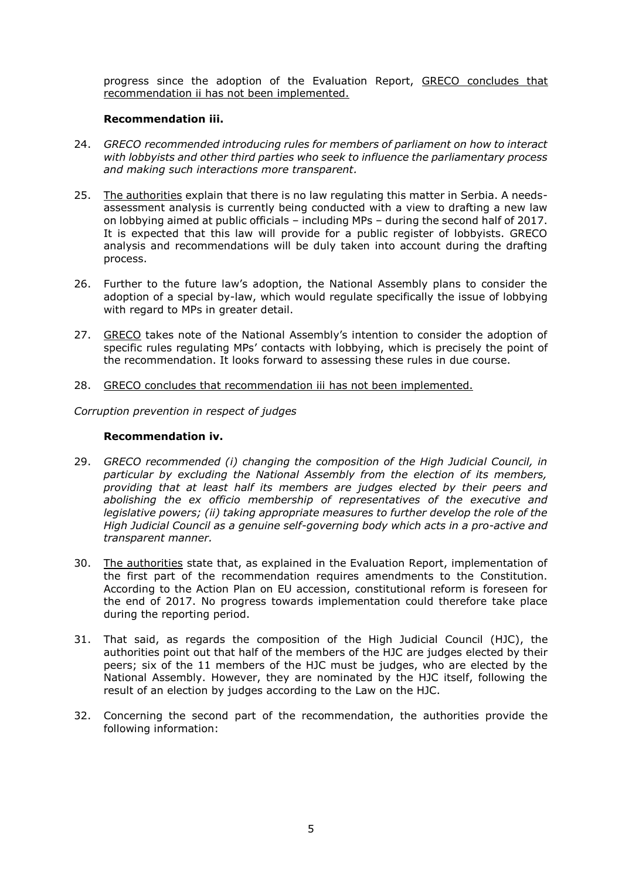progress since the adoption of the Evaluation Report, GRECO concludes that recommendation ii has not been implemented.

### Recommendation iii.

24. *GRECO recommended introducing rules for members of parliament on how to interact with lobbyists and other third parties who seek to influence the parliamentary process and making such interactions more transparent.*

25. The authorities explain that there is no law regulating this matter in Serbia. A needs-assessment analysis is currently being conducted with a view to drafting a new law on lobbying aimed at public officials – including MPs – during the second half of 2017. It is expected that this law will provide for a public register of lobbyists. GRECO analysis and recommendations will be duly taken into account during the drafting process.

26. Further to the future law's adoption, the National Assembly plans to consider the adoption of a special by-law, which would regulate specifically the issue of lobbying with regard to MPs in greater detail.

27. GRECO takes note of the National Assembly's intention to consider the adoption of specific rules regulating MPs' contacts with lobbying, which is precisely the point of the recommendation. It looks forward to assessing these rules in due course.

28. GRECO concludes that recommendation iii has not been implemented.

*Corruption prevention in respect of judges*

### Recommendation iv.

29. *GRECO recommended (i) changing the composition of the High Judicial Council, in particular by excluding the National Assembly from the election of its members, providing that at least half its members are judges elected by their peers and abolishing the ex officio membership of representatives of the executive and legislative powers; (ii) taking appropriate measures to further develop the role of the High Judicial Council as a genuine self-governing body which acts in a pro-active and transparent manner.*

30. The authorities state that, as explained in the Evaluation Report, implementation of the first part of the recommendation requires amendments to the Constitution. According to the Action Plan on EU accession, constitutional reform is foreseen for the end of 2017. No progress towards implementation could therefore take place during the reporting period.

31. That said, as regards the composition of the High Judicial Council (HJC), the authorities point out that half of the members of the HJC are judges elected by their peers; six of the 11 members of the HJC must be judges, who are elected by the National Assembly. However, they are nominated by the HJC itself, following the result of an election by judges according to the Law on the HJC.

32. Concerning the second part of the recommendation, the authorities provide the following information: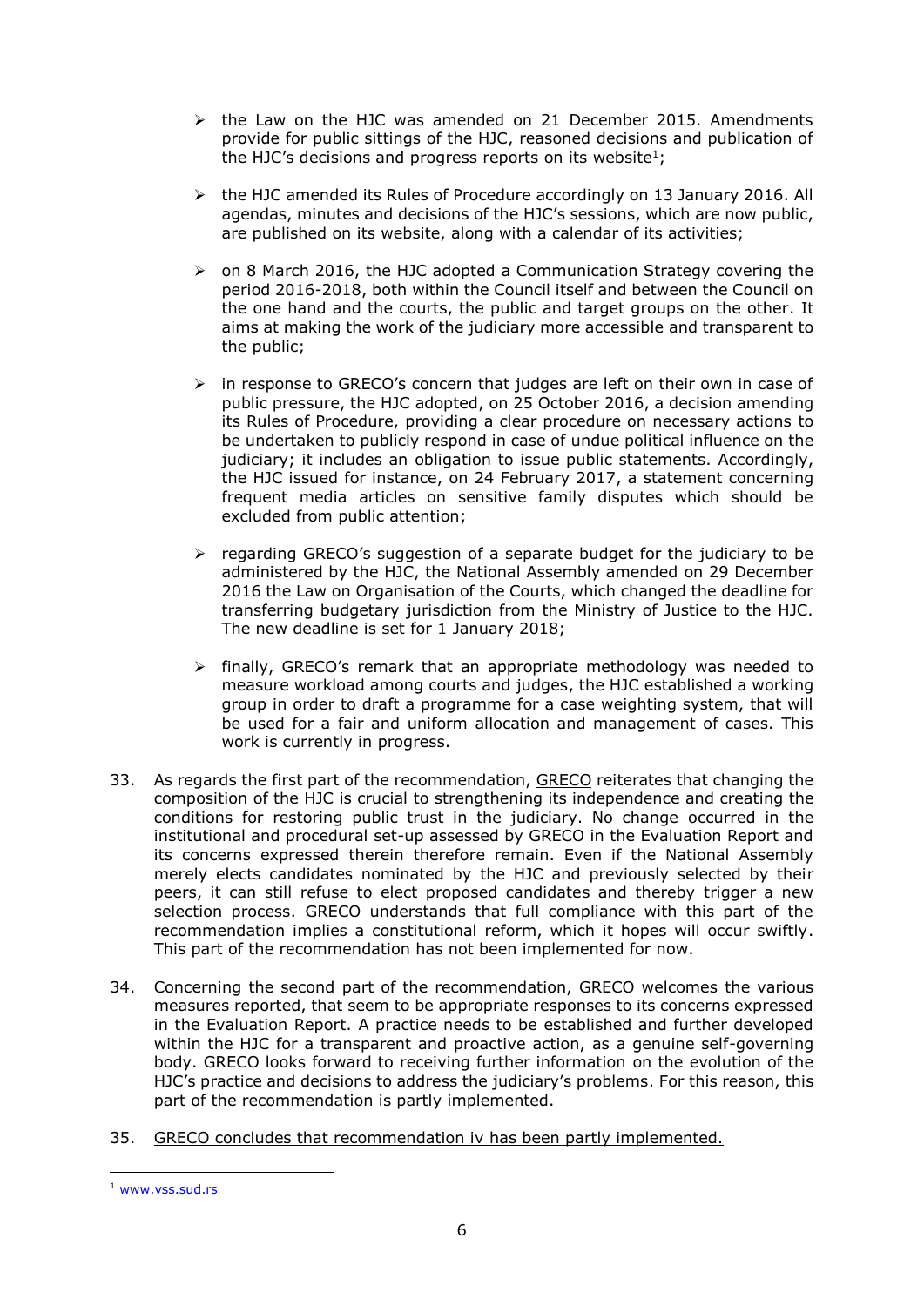- the Law on the HJC was amended on 21 December 2015. Amendments provide for public sittings of the HJC, reasoned decisions and publication of the HJC's decisions and progress reports on its website[1];

- the HJC amended its Rules of Procedure accordingly on 13 January 2016. All agendas, minutes and decisions of the HJC's sessions, which are now public, are published on its website, along with a calendar of its activities;

- on 8 March 2016, the HJC adopted a Communication Strategy covering the period 2016-2018, both within the Council itself and between the Council on the one hand and the courts, the public and target groups on the other. It aims at making the work of the judiciary more accessible and transparent to the public;

- in response to GRECO's concern that judges are left on their own in case of public pressure, the HJC adopted, on 25 October 2016, a decision amending its Rules of Procedure, providing a clear procedure on necessary actions to be undertaken to publicly respond in case of undue political influence on the judiciary; it includes an obligation to issue public statements. Accordingly, the HJC issued for instance, on 24 February 2017, a statement concerning frequent media articles on sensitive family disputes which should be excluded from public attention;

- regarding GRECO's suggestion of a separate budget for the judiciary to be administered by the HJC, the National Assembly amended on 29 December 2016 the Law on Organisation of the Courts, which changed the deadline for transferring budgetary jurisdiction from the Ministry of Justice to the HJC. The new deadline is set for 1 January 2018;

- finally, GRECO's remark that an appropriate methodology was needed to measure workload among courts and judges, the HJC established a working group in order to draft a programme for a case weighting system, that will be used for a fair and uniform allocation and management of cases. This work is currently in progress.

33. As regards the first part of the recommendation, GRECO reiterates that changing the composition of the HJC is crucial to strengthening its independence and creating the conditions for restoring public trust in the judiciary. No change occurred in the institutional and procedural set-up assessed by GRECO in the Evaluation Report and its concerns expressed therein therefore remain. Even if the National Assembly merely elects candidates nominated by the HJC and previously selected by their peers, it can still refuse to elect proposed candidates and thereby trigger a new selection process. GRECO understands that full compliance with this part of the recommendation implies a constitutional reform, which it hopes will occur swiftly. This part of the recommendation has not been implemented for now.

34. Concerning the second part of the recommendation, GRECO welcomes the various measures reported, that seem to be appropriate responses to its concerns expressed in the Evaluation Report. A practice needs to be established and further developed within the HJC for a transparent and proactive action, as a genuine self-governing body. GRECO looks forward to receiving further information on the evolution of the HJC's practice and decisions to address the judiciary's problems. For this reason, this part of the recommendation is partly implemented.

35. GRECO concludes that recommendation iv has been partly implemented.

[1] www.vss.sud.rs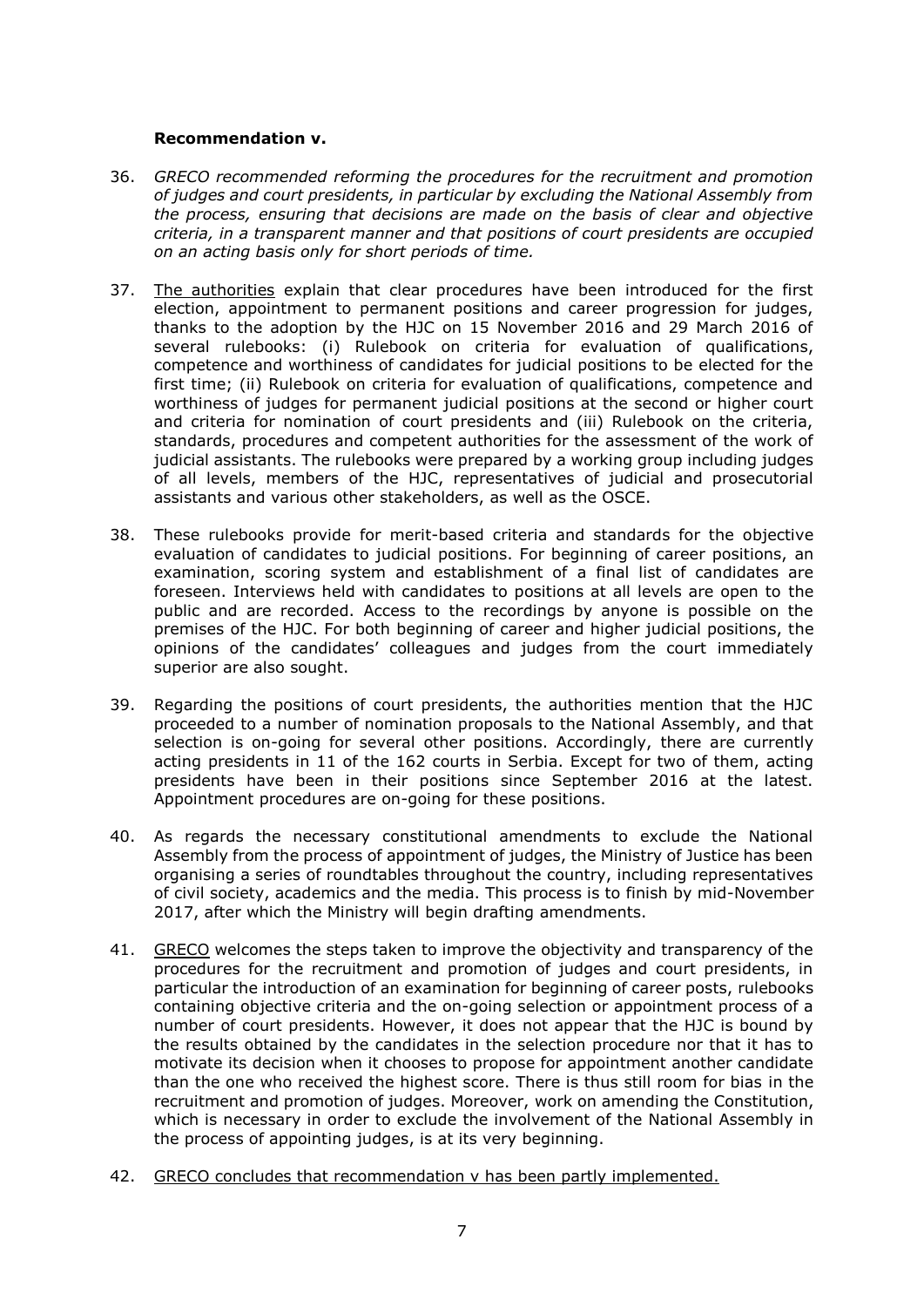**Recommendation v.**

36. *GRECO recommended reforming the procedures for the recruitment and promotion of judges and court presidents, in particular by excluding the National Assembly from the process, ensuring that decisions are made on the basis of clear and objective criteria, in a transparent manner and that positions of court presidents are occupied on an acting basis only for short periods of time.*

37. The authorities explain that clear procedures have been introduced for the first election, appointment to permanent positions and career progression for judges, thanks to the adoption by the HJC on 15 November 2016 and 29 March 2016 of several rulebooks: (i) Rulebook on criteria for evaluation of qualifications, competence and worthiness of candidates for judicial positions to be elected for the first time; (ii) Rulebook on criteria for evaluation of qualifications, competence and worthiness of judges for permanent judicial positions at the second or higher court and criteria for nomination of court presidents and (iii) Rulebook on the criteria, standards, procedures and competent authorities for the assessment of the work of judicial assistants. The rulebooks were prepared by a working group including judges of all levels, members of the HJC, representatives of judicial and prosecutorial assistants and various other stakeholders, as well as the OSCE.

38. These rulebooks provide for merit-based criteria and standards for the objective evaluation of candidates to judicial positions. For beginning of career positions, an examination, scoring system and establishment of a final list of candidates are foreseen. Interviews held with candidates to positions at all levels are open to the public and are recorded. Access to the recordings by anyone is possible on the premises of the HJC. For both beginning of career and higher judicial positions, the opinions of the candidates' colleagues and judges from the court immediately superior are also sought.

39. Regarding the positions of court presidents, the authorities mention that the HJC proceeded to a number of nomination proposals to the National Assembly, and that selection is on-going for several other positions. Accordingly, there are currently acting presidents in 11 of the 162 courts in Serbia. Except for two of them, acting presidents have been in their positions since September 2016 at the latest. Appointment procedures are on-going for these positions.

40. As regards the necessary constitutional amendments to exclude the National Assembly from the process of appointment of judges, the Ministry of Justice has been organising a series of roundtables throughout the country, including representatives of civil society, academics and the media. This process is to finish by mid-November 2017, after which the Ministry will begin drafting amendments.

41. GRECO welcomes the steps taken to improve the objectivity and transparency of the procedures for the recruitment and promotion of judges and court presidents, in particular the introduction of an examination for beginning of career posts, rulebooks containing objective criteria and the on-going selection or appointment process of a number of court presidents. However, it does not appear that the HJC is bound by the results obtained by the candidates in the selection procedure nor that it has to motivate its decision when it chooses to propose for appointment another candidate than the one who received the highest score. There is thus still room for bias in the recruitment and promotion of judges. Moreover, work on amending the Constitution, which is necessary in order to exclude the involvement of the National Assembly in the process of appointing judges, is at its very beginning.

42. GRECO concludes that recommendation v has been partly implemented.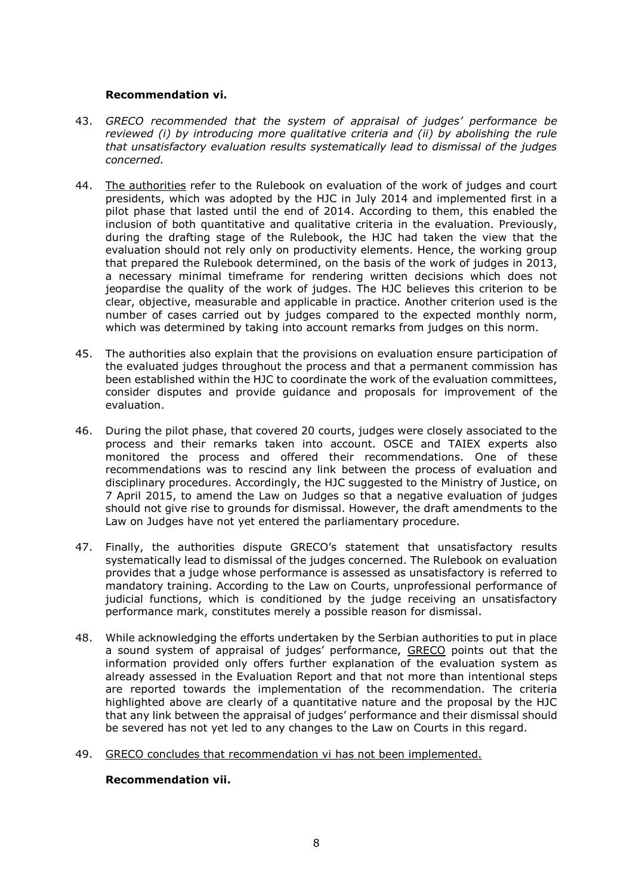**Recommendation vi.**

43. *GRECO recommended that the system of appraisal of judges' performance be reviewed (i) by introducing more qualitative criteria and (ii) by abolishing the rule that unsatisfactory evaluation results systematically lead to dismissal of the judges concerned.*

44. The authorities refer to the Rulebook on evaluation of the work of judges and court presidents, which was adopted by the HJC in July 2014 and implemented first in a pilot phase that lasted until the end of 2014. According to them, this enabled the inclusion of both quantitative and qualitative criteria in the evaluation. Previously, during the drafting stage of the Rulebook, the HJC had taken the view that the evaluation should not rely only on productivity elements. Hence, the working group that prepared the Rulebook determined, on the basis of the work of judges in 2013, a necessary minimal timeframe for rendering written decisions which does not jeopardise the quality of the work of judges. The HJC believes this criterion to be clear, objective, measurable and applicable in practice. Another criterion used is the number of cases carried out by judges compared to the expected monthly norm, which was determined by taking into account remarks from judges on this norm.

45. The authorities also explain that the provisions on evaluation ensure participation of the evaluated judges throughout the process and that a permanent commission has been established within the HJC to coordinate the work of the evaluation committees, consider disputes and provide guidance and proposals for improvement of the evaluation.

46. During the pilot phase, that covered 20 courts, judges were closely associated to the process and their remarks taken into account. OSCE and TAIEX experts also monitored the process and offered their recommendations. One of these recommendations was to rescind any link between the process of evaluation and disciplinary procedures. Accordingly, the HJC suggested to the Ministry of Justice, on 7 April 2015, to amend the Law on Judges so that a negative evaluation of judges should not give rise to grounds for dismissal. However, the draft amendments to the Law on Judges have not yet entered the parliamentary procedure.

47. Finally, the authorities dispute GRECO's statement that unsatisfactory results systematically lead to dismissal of the judges concerned. The Rulebook on evaluation provides that a judge whose performance is assessed as unsatisfactory is referred to mandatory training. According to the Law on Courts, unprofessional performance of judicial functions, which is conditioned by the judge receiving an unsatisfactory performance mark, constitutes merely a possible reason for dismissal.

48. While acknowledging the efforts undertaken by the Serbian authorities to put in place a sound system of appraisal of judges' performance, GRECO points out that the information provided only offers further explanation of the evaluation system as already assessed in the Evaluation Report and that not more than intentional steps are reported towards the implementation of the recommendation. The criteria highlighted above are clearly of a quantitative nature and the proposal by the HJC that any link between the appraisal of judges' performance and their dismissal should be severed has not yet led to any changes to the Law on Courts in this regard.

49. GRECO concludes that recommendation vi has not been implemented.

**Recommendation vii.**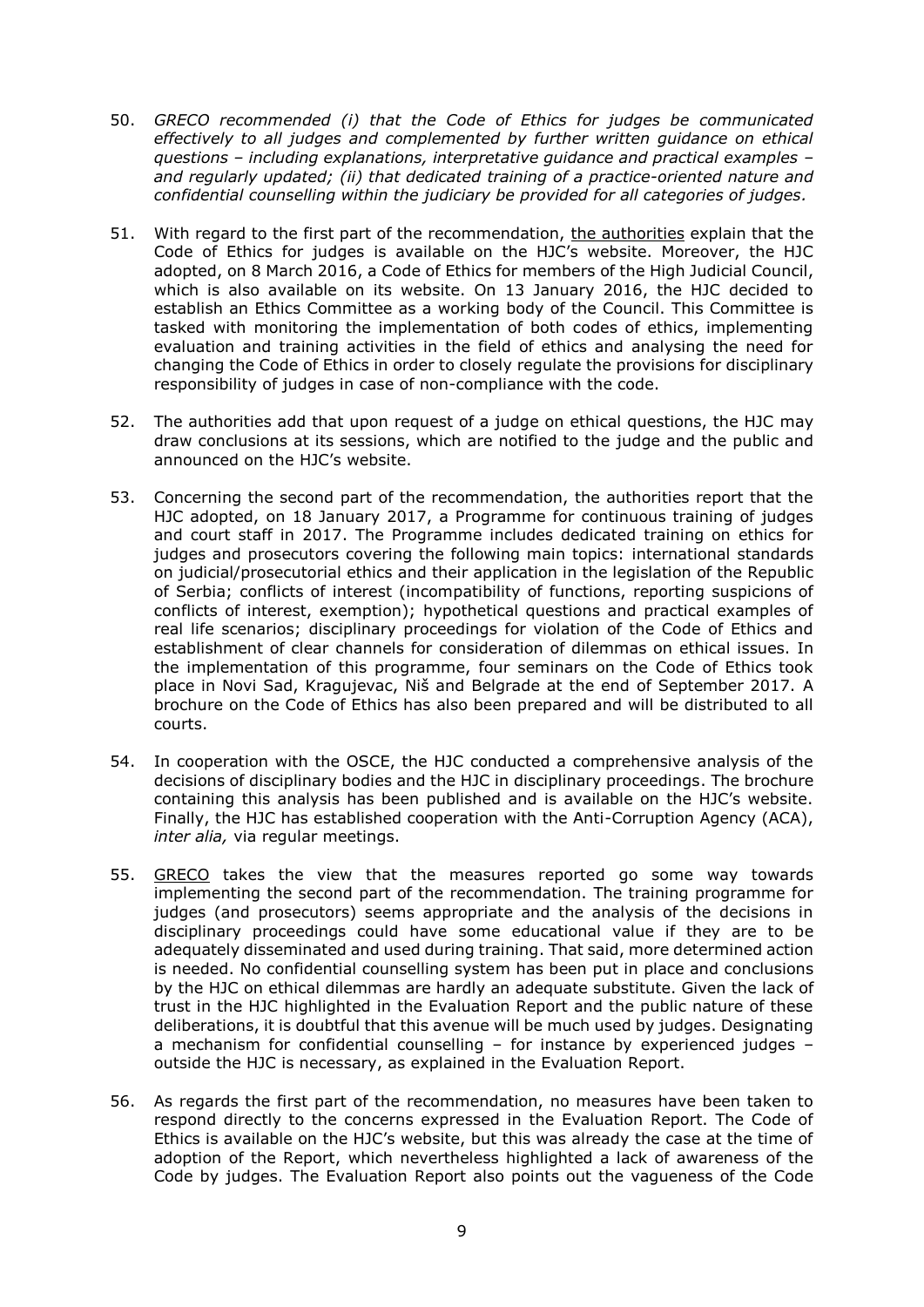50. *GRECO recommended (i) that the Code of Ethics for judges be communicated effectively to all judges and complemented by further written guidance on ethical questions – including explanations, interpretative guidance and practical examples – and regularly updated; (ii) that dedicated training of a practice-oriented nature and confidential counselling within the judiciary be provided for all categories of judges.*

51. With regard to the first part of the recommendation, the authorities explain that the Code of Ethics for judges is available on the HJC's website. Moreover, the HJC adopted, on 8 March 2016, a Code of Ethics for members of the High Judicial Council, which is also available on its website. On 13 January 2016, the HJC decided to establish an Ethics Committee as a working body of the Council. This Committee is tasked with monitoring the implementation of both codes of ethics, implementing evaluation and training activities in the field of ethics and analysing the need for changing the Code of Ethics in order to closely regulate the provisions for disciplinary responsibility of judges in case of non-compliance with the code.

52. The authorities add that upon request of a judge on ethical questions, the HJC may draw conclusions at its sessions, which are notified to the judge and the public and announced on the HJC's website.

53. Concerning the second part of the recommendation, the authorities report that the HJC adopted, on 18 January 2017, a Programme for continuous training of judges and court staff in 2017. The Programme includes dedicated training on ethics for judges and prosecutors covering the following main topics: international standards on judicial/prosecutorial ethics and their application in the legislation of the Republic of Serbia; conflicts of interest (incompatibility of functions, reporting suspicions of conflicts of interest, exemption); hypothetical questions and practical examples of real life scenarios; disciplinary proceedings for violation of the Code of Ethics and establishment of clear channels for consideration of dilemmas on ethical issues. In the implementation of this programme, four seminars on the Code of Ethics took place in Novi Sad, Kragujevac, Niš and Belgrade at the end of September 2017. A brochure on the Code of Ethics has also been prepared and will be distributed to all courts.

54. In cooperation with the OSCE, the HJC conducted a comprehensive analysis of the decisions of disciplinary bodies and the HJC in disciplinary proceedings. The brochure containing this analysis has been published and is available on the HJC's website. Finally, the HJC has established cooperation with the Anti-Corruption Agency (ACA), *inter alia,* via regular meetings.

55. GRECO takes the view that the measures reported go some way towards implementing the second part of the recommendation. The training programme for judges (and prosecutors) seems appropriate and the analysis of the decisions in disciplinary proceedings could have some educational value if they are to be adequately disseminated and used during training. That said, more determined action is needed. No confidential counselling system has been put in place and conclusions by the HJC on ethical dilemmas are hardly an adequate substitute. Given the lack of trust in the HJC highlighted in the Evaluation Report and the public nature of these deliberations, it is doubtful that this avenue will be much used by judges. Designating a mechanism for confidential counselling – for instance by experienced judges – outside the HJC is necessary, as explained in the Evaluation Report.

56. As regards the first part of the recommendation, no measures have been taken to respond directly to the concerns expressed in the Evaluation Report. The Code of Ethics is available on the HJC's website, but this was already the case at the time of adoption of the Report, which nevertheless highlighted a lack of awareness of the Code by judges. The Evaluation Report also points out the vagueness of the Code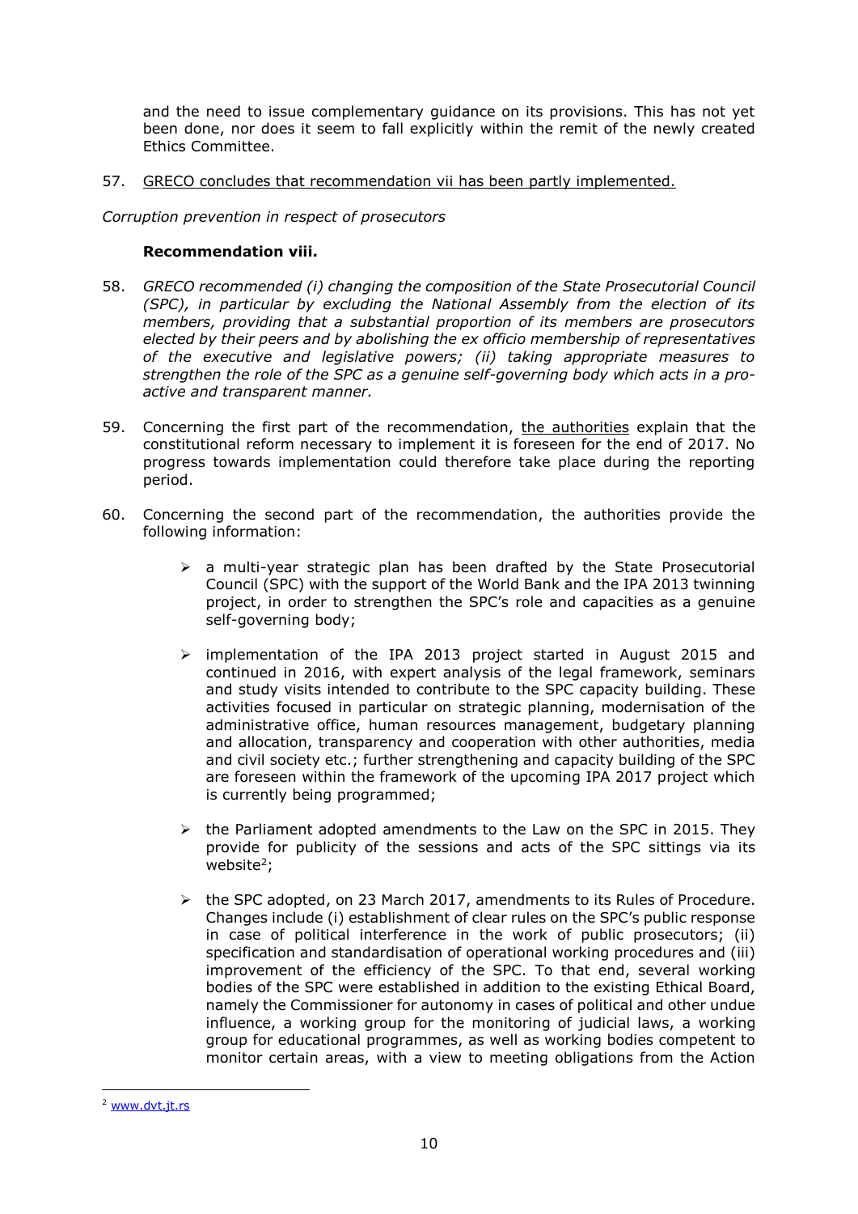and the need to issue complementary guidance on its provisions. This has not yet been done, nor does it seem to fall explicitly within the remit of the newly created Ethics Committee.

57. GRECO concludes that recommendation vii has been partly implemented.

*Corruption prevention in respect of prosecutors*

**Recommendation viii.**

58. *GRECO recommended (i) changing the composition of the State Prosecutorial Council (SPC), in particular by excluding the National Assembly from the election of its members, providing that a substantial proportion of its members are prosecutors elected by their peers and by abolishing the ex officio membership of representatives of the executive and legislative powers; (ii) taking appropriate measures to strengthen the role of the SPC as a genuine self-governing body which acts in a pro-active and transparent manner.*

59. Concerning the first part of the recommendation, the authorities explain that the constitutional reform necessary to implement it is foreseen for the end of 2017. No progress towards implementation could therefore take place during the reporting period.

60. Concerning the second part of the recommendation, the authorities provide the following information:

- a multi-year strategic plan has been drafted by the State Prosecutorial Council (SPC) with the support of the World Bank and the IPA 2013 twinning project, in order to strengthen the SPC's role and capacities as a genuine self-governing body;

- implementation of the IPA 2013 project started in August 2015 and continued in 2016, with expert analysis of the legal framework, seminars and study visits intended to contribute to the SPC capacity building. These activities focused in particular on strategic planning, modernisation of the administrative office, human resources management, budgetary planning and allocation, transparency and cooperation with other authorities, media and civil society etc.; further strengthening and capacity building of the SPC are foreseen within the framework of the upcoming IPA 2017 project which is currently being programmed;

- the Parliament adopted amendments to the Law on the SPC in 2015. They provide for publicity of the sessions and acts of the SPC sittings via its website[2];

- the SPC adopted, on 23 March 2017, amendments to its Rules of Procedure. Changes include (i) establishment of clear rules on the SPC's public response in case of political interference in the work of public prosecutors; (ii) specification and standardisation of operational working procedures and (iii) improvement of the efficiency of the SPC. To that end, several working bodies of the SPC were established in addition to the existing Ethical Board, namely the Commissioner for autonomy in cases of political and other undue influence, a working group for the monitoring of judicial laws, a working group for educational programmes, as well as working bodies competent to monitor certain areas, with a view to meeting obligations from the Action

[2] www.dvt.jt.rs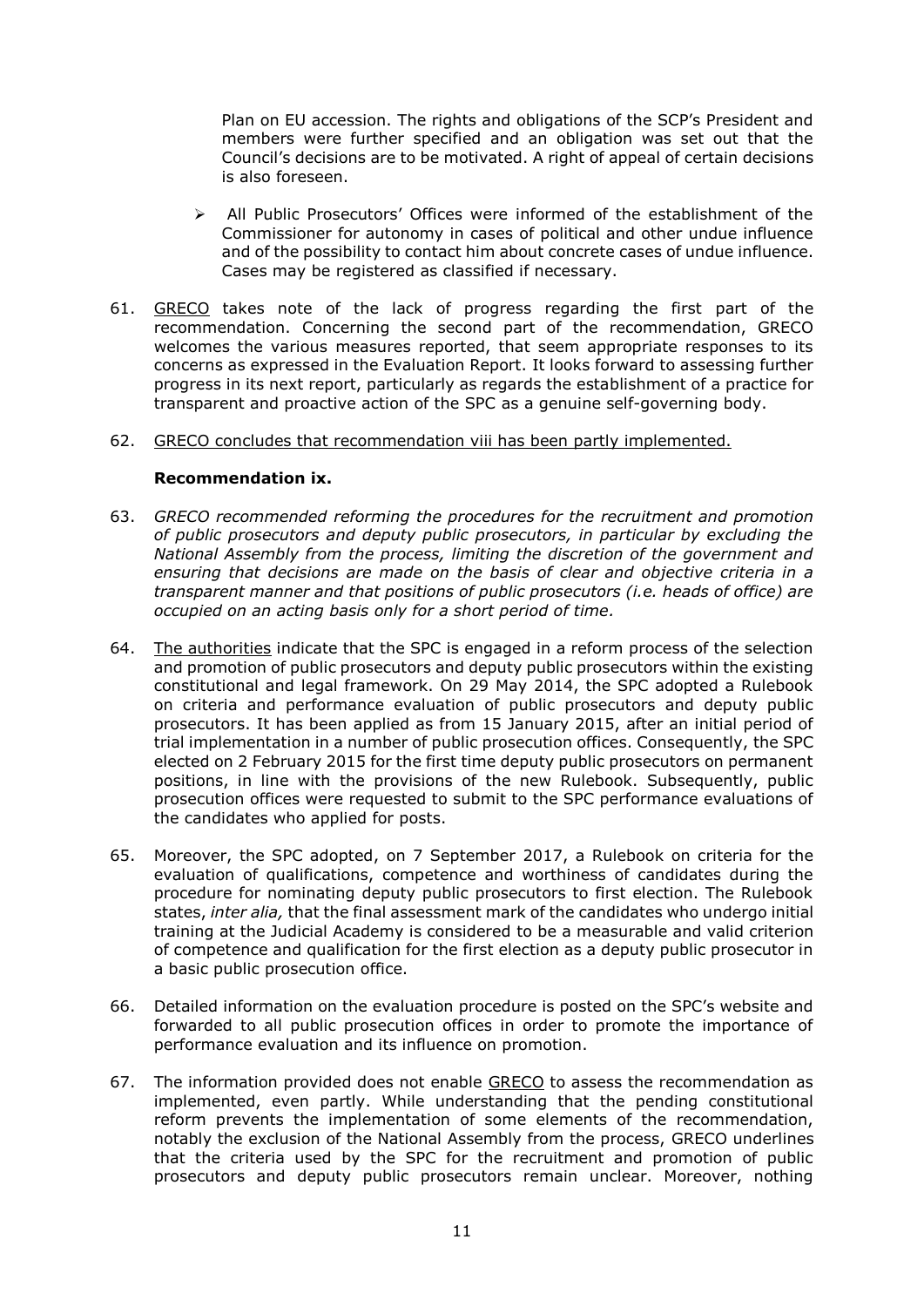Plan on EU accession. The rights and obligations of the SCP's President and members were further specified and an obligation was set out that the Council's decisions are to be motivated. A right of appeal of certain decisions is also foreseen.

- All Public Prosecutors' Offices were informed of the establishment of the Commissioner for autonomy in cases of political and other undue influence and of the possibility to contact him about concrete cases of undue influence. Cases may be registered as classified if necessary.

61. GRECO takes note of the lack of progress regarding the first part of the recommendation. Concerning the second part of the recommendation, GRECO welcomes the various measures reported, that seem appropriate responses to its concerns as expressed in the Evaluation Report. It looks forward to assessing further progress in its next report, particularly as regards the establishment of a practice for transparent and proactive action of the SPC as a genuine self-governing body.

62. GRECO concludes that recommendation viii has been partly implemented.

**Recommendation ix.**

63. *GRECO recommended reforming the procedures for the recruitment and promotion of public prosecutors and deputy public prosecutors, in particular by excluding the National Assembly from the process, limiting the discretion of the government and ensuring that decisions are made on the basis of clear and objective criteria in a transparent manner and that positions of public prosecutors (i.e. heads of office) are occupied on an acting basis only for a short period of time.*

64. The authorities indicate that the SPC is engaged in a reform process of the selection and promotion of public prosecutors and deputy public prosecutors within the existing constitutional and legal framework. On 29 May 2014, the SPC adopted a Rulebook on criteria and performance evaluation of public prosecutors and deputy public prosecutors. It has been applied as from 15 January 2015, after an initial period of trial implementation in a number of public prosecution offices. Consequently, the SPC elected on 2 February 2015 for the first time deputy public prosecutors on permanent positions, in line with the provisions of the new Rulebook. Subsequently, public prosecution offices were requested to submit to the SPC performance evaluations of the candidates who applied for posts.

65. Moreover, the SPC adopted, on 7 September 2017, a Rulebook on criteria for the evaluation of qualifications, competence and worthiness of candidates during the procedure for nominating deputy public prosecutors to first election. The Rulebook states, *inter alia,* that the final assessment mark of the candidates who undergo initial training at the Judicial Academy is considered to be a measurable and valid criterion of competence and qualification for the first election as a deputy public prosecutor in a basic public prosecution office.

66. Detailed information on the evaluation procedure is posted on the SPC's website and forwarded to all public prosecution offices in order to promote the importance of performance evaluation and its influence on promotion.

67. The information provided does not enable GRECO to assess the recommendation as implemented, even partly. While understanding that the pending constitutional reform prevents the implementation of some elements of the recommendation, notably the exclusion of the National Assembly from the process, GRECO underlines that the criteria used by the SPC for the recruitment and promotion of public prosecutors and deputy public prosecutors remain unclear. Moreover, nothing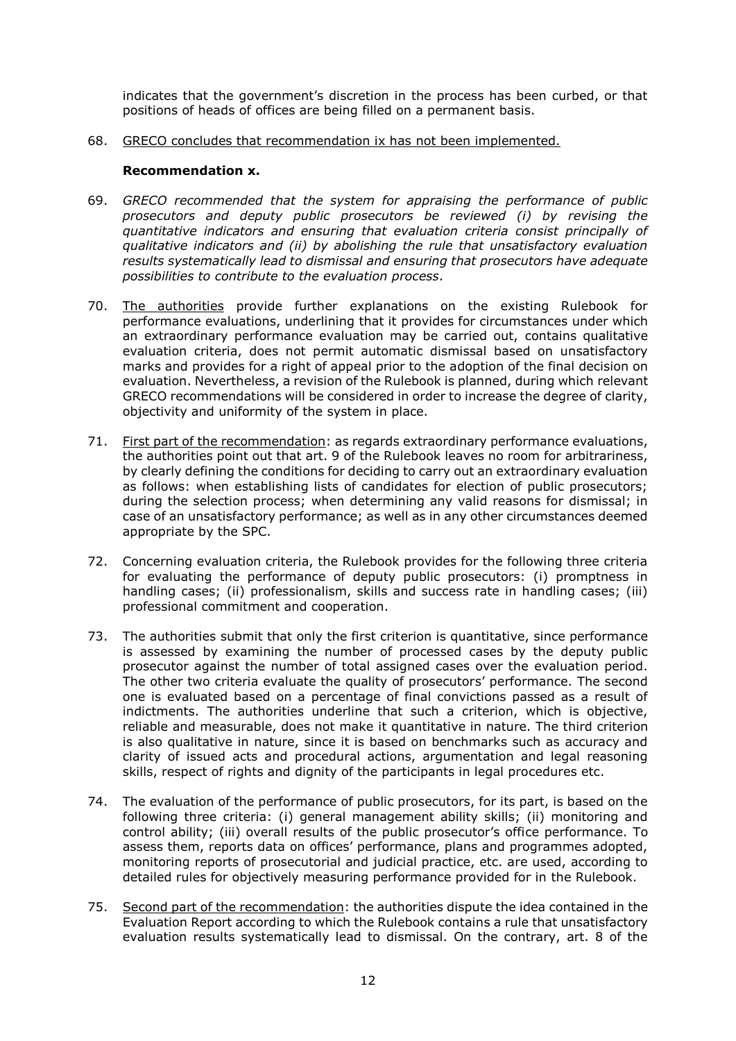indicates that the government's discretion in the process has been curbed, or that positions of heads of offices are being filled on a permanent basis.

68. GRECO concludes that recommendation ix has not been implemented.

**Recommendation x.**

69. *GRECO recommended that the system for appraising the performance of public prosecutors and deputy public prosecutors be reviewed (i) by revising the quantitative indicators and ensuring that evaluation criteria consist principally of qualitative indicators and (ii) by abolishing the rule that unsatisfactory evaluation results systematically lead to dismissal and ensuring that prosecutors have adequate possibilities to contribute to the evaluation process.*

70. The authorities provide further explanations on the existing Rulebook for performance evaluations, underlining that it provides for circumstances under which an extraordinary performance evaluation may be carried out, contains qualitative evaluation criteria, does not permit automatic dismissal based on unsatisfactory marks and provides for a right of appeal prior to the adoption of the final decision on evaluation. Nevertheless, a revision of the Rulebook is planned, during which relevant GRECO recommendations will be considered in order to increase the degree of clarity, objectivity and uniformity of the system in place.

71. First part of the recommendation: as regards extraordinary performance evaluations, the authorities point out that art. 9 of the Rulebook leaves no room for arbitrariness, by clearly defining the conditions for deciding to carry out an extraordinary evaluation as follows: when establishing lists of candidates for election of public prosecutors; during the selection process; when determining any valid reasons for dismissal; in case of an unsatisfactory performance; as well as in any other circumstances deemed appropriate by the SPC.

72. Concerning evaluation criteria, the Rulebook provides for the following three criteria for evaluating the performance of deputy public prosecutors: (i) promptness in handling cases; (ii) professionalism, skills and success rate in handling cases; (iii) professional commitment and cooperation.

73. The authorities submit that only the first criterion is quantitative, since performance is assessed by examining the number of processed cases by the deputy public prosecutor against the number of total assigned cases over the evaluation period. The other two criteria evaluate the quality of prosecutors' performance. The second one is evaluated based on a percentage of final convictions passed as a result of indictments. The authorities underline that such a criterion, which is objective, reliable and measurable, does not make it quantitative in nature. The third criterion is also qualitative in nature, since it is based on benchmarks such as accuracy and clarity of issued acts and procedural actions, argumentation and legal reasoning skills, respect of rights and dignity of the participants in legal procedures etc.

74. The evaluation of the performance of public prosecutors, for its part, is based on the following three criteria: (i) general management ability skills; (ii) monitoring and control ability; (iii) overall results of the public prosecutor's office performance. To assess them, reports data on offices' performance, plans and programmes adopted, monitoring reports of prosecutorial and judicial practice, etc. are used, according to detailed rules for objectively measuring performance provided for in the Rulebook.

75. Second part of the recommendation: the authorities dispute the idea contained in the Evaluation Report according to which the Rulebook contains a rule that unsatisfactory evaluation results systematically lead to dismissal. On the contrary, art. 8 of the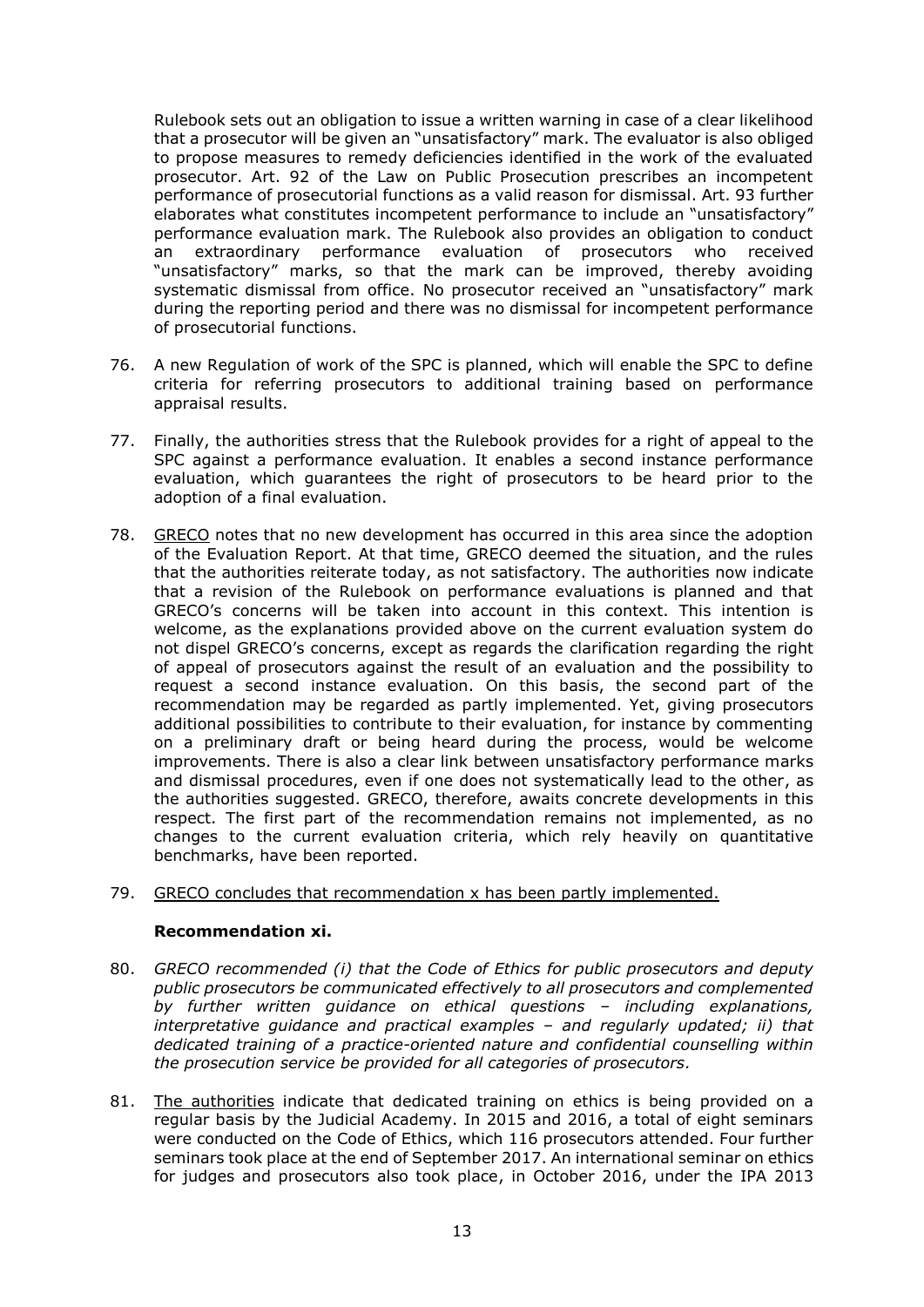Rulebook sets out an obligation to issue a written warning in case of a clear likelihood that a prosecutor will be given an "unsatisfactory" mark. The evaluator is also obliged to propose measures to remedy deficiencies identified in the work of the evaluated prosecutor. Art. 92 of the Law on Public Prosecution prescribes an incompetent performance of prosecutorial functions as a valid reason for dismissal. Art. 93 further elaborates what constitutes incompetent performance to include an "unsatisfactory" performance evaluation mark. The Rulebook also provides an obligation to conduct an extraordinary performance evaluation of prosecutors who received "unsatisfactory" marks, so that the mark can be improved, thereby avoiding systematic dismissal from office. No prosecutor received an "unsatisfactory" mark during the reporting period and there was no dismissal for incompetent performance of prosecutorial functions.

76. A new Regulation of work of the SPC is planned, which will enable the SPC to define criteria for referring prosecutors to additional training based on performance appraisal results.

77. Finally, the authorities stress that the Rulebook provides for a right of appeal to the SPC against a performance evaluation. It enables a second instance performance evaluation, which guarantees the right of prosecutors to be heard prior to the adoption of a final evaluation.

78. GRECO notes that no new development has occurred in this area since the adoption of the Evaluation Report. At that time, GRECO deemed the situation, and the rules that the authorities reiterate today, as not satisfactory. The authorities now indicate that a revision of the Rulebook on performance evaluations is planned and that GRECO's concerns will be taken into account in this context. This intention is welcome, as the explanations provided above on the current evaluation system do not dispel GRECO's concerns, except as regards the clarification regarding the right of appeal of prosecutors against the result of an evaluation and the possibility to request a second instance evaluation. On this basis, the second part of the recommendation may be regarded as partly implemented. Yet, giving prosecutors additional possibilities to contribute to their evaluation, for instance by commenting on a preliminary draft or being heard during the process, would be welcome improvements. There is also a clear link between unsatisfactory performance marks and dismissal procedures, even if one does not systematically lead to the other, as the authorities suggested. GRECO, therefore, awaits concrete developments in this respect. The first part of the recommendation remains not implemented, as no changes to the current evaluation criteria, which rely heavily on quantitative benchmarks, have been reported.

79. GRECO concludes that recommendation x has been partly implemented.

### Recommendation xi.

80. *GRECO recommended (i) that the Code of Ethics for public prosecutors and deputy public prosecutors be communicated effectively to all prosecutors and complemented by further written guidance on ethical questions – including explanations, interpretative guidance and practical examples – and regularly updated; ii) that dedicated training of a practice-oriented nature and confidential counselling within the prosecution service be provided for all categories of prosecutors.*

81. The authorities indicate that dedicated training on ethics is being provided on a regular basis by the Judicial Academy. In 2015 and 2016, a total of eight seminars were conducted on the Code of Ethics, which 116 prosecutors attended. Four further seminars took place at the end of September 2017. An international seminar on ethics for judges and prosecutors also took place, in October 2016, under the IPA 2013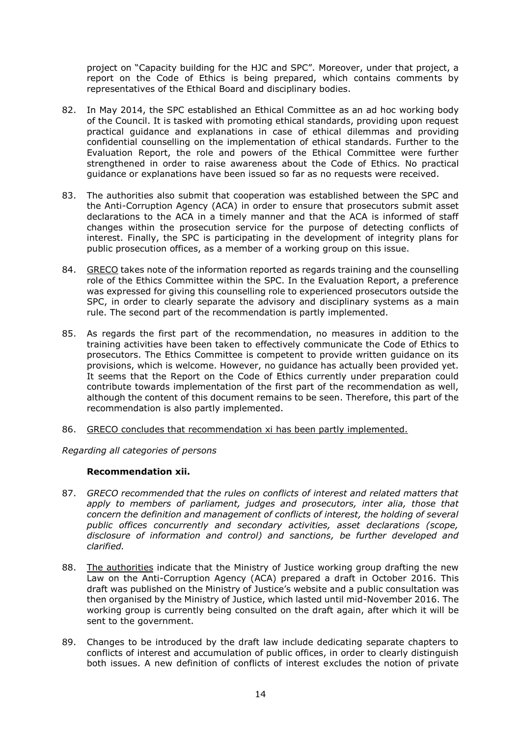project on "Capacity building for the HJC and SPC". Moreover, under that project, a report on the Code of Ethics is being prepared, which contains comments by representatives of the Ethical Board and disciplinary bodies.

82. In May 2014, the SPC established an Ethical Committee as an ad hoc working body of the Council. It is tasked with promoting ethical standards, providing upon request practical guidance and explanations in case of ethical dilemmas and providing confidential counselling on the implementation of ethical standards. Further to the Evaluation Report, the role and powers of the Ethical Committee were further strengthened in order to raise awareness about the Code of Ethics. No practical guidance or explanations have been issued so far as no requests were received.

83. The authorities also submit that cooperation was established between the SPC and the Anti-Corruption Agency (ACA) in order to ensure that prosecutors submit asset declarations to the ACA in a timely manner and that the ACA is informed of staff changes within the prosecution service for the purpose of detecting conflicts of interest. Finally, the SPC is participating in the development of integrity plans for public prosecution offices, as a member of a working group on this issue.

84. GRECO takes note of the information reported as regards training and the counselling role of the Ethics Committee within the SPC. In the Evaluation Report, a preference was expressed for giving this counselling role to experienced prosecutors outside the SPC, in order to clearly separate the advisory and disciplinary systems as a main rule. The second part of the recommendation is partly implemented.

85. As regards the first part of the recommendation, no measures in addition to the training activities have been taken to effectively communicate the Code of Ethics to prosecutors. The Ethics Committee is competent to provide written guidance on its provisions, which is welcome. However, no guidance has actually been provided yet. It seems that the Report on the Code of Ethics currently under preparation could contribute towards implementation of the first part of the recommendation as well, although the content of this document remains to be seen. Therefore, this part of the recommendation is also partly implemented.

86. GRECO concludes that recommendation xi has been partly implemented.

*Regarding all categories of persons*

**Recommendation xii.**

87. *GRECO recommended that the rules on conflicts of interest and related matters that apply to members of parliament, judges and prosecutors, inter alia, those that concern the definition and management of conflicts of interest, the holding of several public offices concurrently and secondary activities, asset declarations (scope, disclosure of information and control) and sanctions, be further developed and clarified.*

88. The authorities indicate that the Ministry of Justice working group drafting the new Law on the Anti-Corruption Agency (ACA) prepared a draft in October 2016. This draft was published on the Ministry of Justice's website and a public consultation was then organised by the Ministry of Justice, which lasted until mid-November 2016. The working group is currently being consulted on the draft again, after which it will be sent to the government.

89. Changes to be introduced by the draft law include dedicating separate chapters to conflicts of interest and accumulation of public offices, in order to clearly distinguish both issues. A new definition of conflicts of interest excludes the notion of private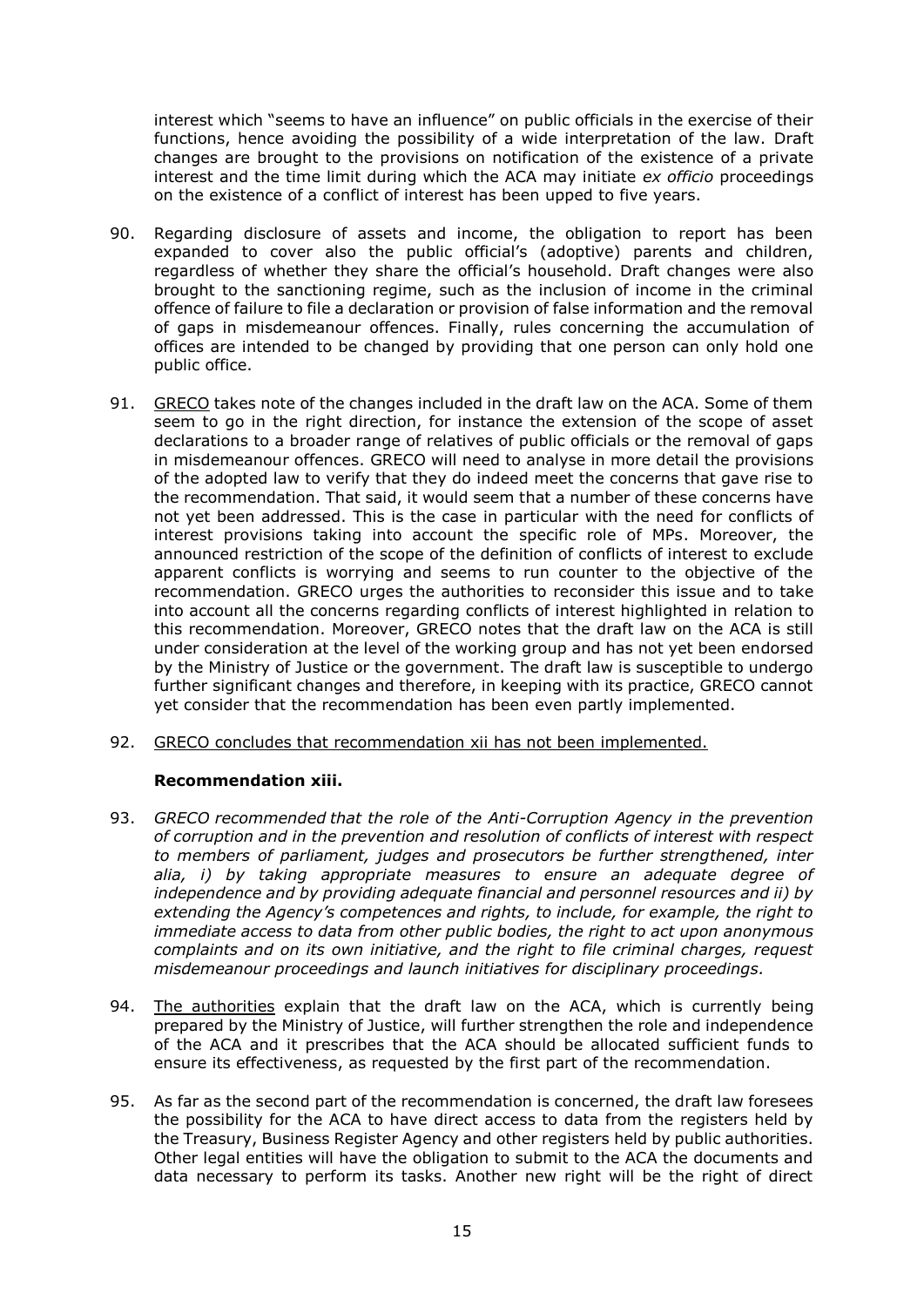interest which "seems to have an influence" on public officials in the exercise of their functions, hence avoiding the possibility of a wide interpretation of the law. Draft changes are brought to the provisions on notification of the existence of a private interest and the time limit during which the ACA may initiate *ex officio* proceedings on the existence of a conflict of interest has been upped to five years.

90. Regarding disclosure of assets and income, the obligation to report has been expanded to cover also the public official's (adoptive) parents and children, regardless of whether they share the official's household. Draft changes were also brought to the sanctioning regime, such as the inclusion of income in the criminal offence of failure to file a declaration or provision of false information and the removal of gaps in misdemeanour offences. Finally, rules concerning the accumulation of offices are intended to be changed by providing that one person can only hold one public office.

91. GRECO takes note of the changes included in the draft law on the ACA. Some of them seem to go in the right direction, for instance the extension of the scope of asset declarations to a broader range of relatives of public officials or the removal of gaps in misdemeanour offences. GRECO will need to analyse in more detail the provisions of the adopted law to verify that they do indeed meet the concerns that gave rise to the recommendation. That said, it would seem that a number of these concerns have not yet been addressed. This is the case in particular with the need for conflicts of interest provisions taking into account the specific role of MPs. Moreover, the announced restriction of the scope of the definition of conflicts of interest to exclude apparent conflicts is worrying and seems to run counter to the objective of the recommendation. GRECO urges the authorities to reconsider this issue and to take into account all the concerns regarding conflicts of interest highlighted in relation to this recommendation. Moreover, GRECO notes that the draft law on the ACA is still under consideration at the level of the working group and has not yet been endorsed by the Ministry of Justice or the government. The draft law is susceptible to undergo further significant changes and therefore, in keeping with its practice, GRECO cannot yet consider that the recommendation has been even partly implemented.

92. GRECO concludes that recommendation xii has not been implemented.

**Recommendation xiii.**

93. *GRECO recommended that the role of the Anti-Corruption Agency in the prevention of corruption and in the prevention and resolution of conflicts of interest with respect to members of parliament, judges and prosecutors be further strengthened, inter alia, i) by taking appropriate measures to ensure an adequate degree of independence and by providing adequate financial and personnel resources and ii) by extending the Agency's competences and rights, to include, for example, the right to immediate access to data from other public bodies, the right to act upon anonymous complaints and on its own initiative, and the right to file criminal charges, request misdemeanour proceedings and launch initiatives for disciplinary proceedings.*

94. The authorities explain that the draft law on the ACA, which is currently being prepared by the Ministry of Justice, will further strengthen the role and independence of the ACA and it prescribes that the ACA should be allocated sufficient funds to ensure its effectiveness, as requested by the first part of the recommendation.

95. As far as the second part of the recommendation is concerned, the draft law foresees the possibility for the ACA to have direct access to data from the registers held by the Treasury, Business Register Agency and other registers held by public authorities. Other legal entities will have the obligation to submit to the ACA the documents and data necessary to perform its tasks. Another new right will be the right of direct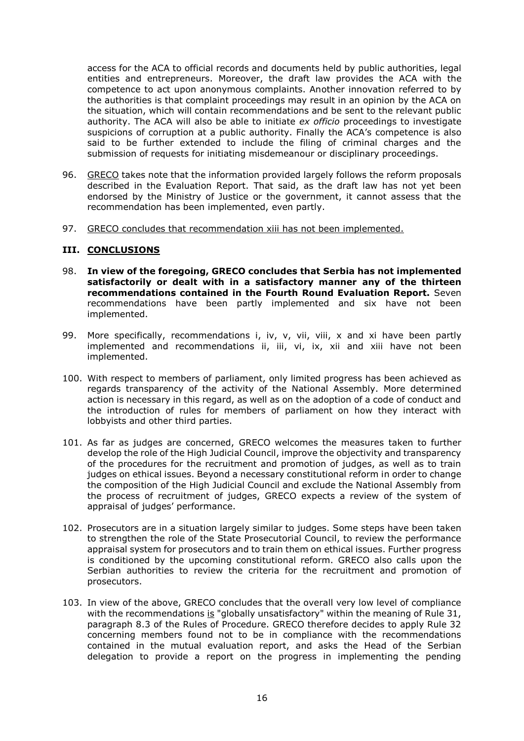access for the ACA to official records and documents held by public authorities, legal entities and entrepreneurs. Moreover, the draft law provides the ACA with the competence to act upon anonymous complaints. Another innovation referred to by the authorities is that complaint proceedings may result in an opinion by the ACA on the situation, which will contain recommendations and be sent to the relevant public authority. The ACA will also be able to initiate *ex officio* proceedings to investigate suspicions of corruption at a public authority. Finally the ACA's competence is also said to be further extended to include the filing of criminal charges and the submission of requests for initiating misdemeanour or disciplinary proceedings.

96. <u>GRECO</u> takes note that the information provided largely follows the reform proposals described in the Evaluation Report. That said, as the draft law has not yet been endorsed by the Ministry of Justice or the government, it cannot assess that the recommendation has been implemented, even partly.

97. <u>GRECO concludes that recommendation xiii has not been implemented.</u>

## III. CONCLUSIONS

98. **In view of the foregoing, GRECO concludes that Serbia has not implemented satisfactorily or dealt with in a satisfactory manner any of the thirteen recommendations contained in the Fourth Round Evaluation Report.** Seven recommendations have been partly implemented and six have not been implemented.

99. More specifically, recommendations i, iv, v, vii, viii, x and xi have been partly implemented and recommendations ii, iii, vi, ix, xii and xiii have not been implemented.

100. With respect to members of parliament, only limited progress has been achieved as regards transparency of the activity of the National Assembly. More determined action is necessary in this regard, as well as on the adoption of a code of conduct and the introduction of rules for members of parliament on how they interact with lobbyists and other third parties.

101. As far as judges are concerned, GRECO welcomes the measures taken to further develop the role of the High Judicial Council, improve the objectivity and transparency of the procedures for the recruitment and promotion of judges, as well as to train judges on ethical issues. Beyond a necessary constitutional reform in order to change the composition of the High Judicial Council and exclude the National Assembly from the process of recruitment of judges, GRECO expects a review of the system of appraisal of judges' performance.

102. Prosecutors are in a situation largely similar to judges. Some steps have been taken to strengthen the role of the State Prosecutorial Council, to review the performance appraisal system for prosecutors and to train them on ethical issues. Further progress is conditioned by the upcoming constitutional reform. GRECO also calls upon the Serbian authorities to review the criteria for the recruitment and promotion of prosecutors.

103. In view of the above, GRECO concludes that the overall very low level of compliance with the recommendations <u>is</u> "globally unsatisfactory" within the meaning of Rule 31, paragraph 8.3 of the Rules of Procedure. GRECO therefore decides to apply Rule 32 concerning members found not to be in compliance with the recommendations contained in the mutual evaluation report, and asks the Head of the Serbian delegation to provide a report on the progress in implementing the pending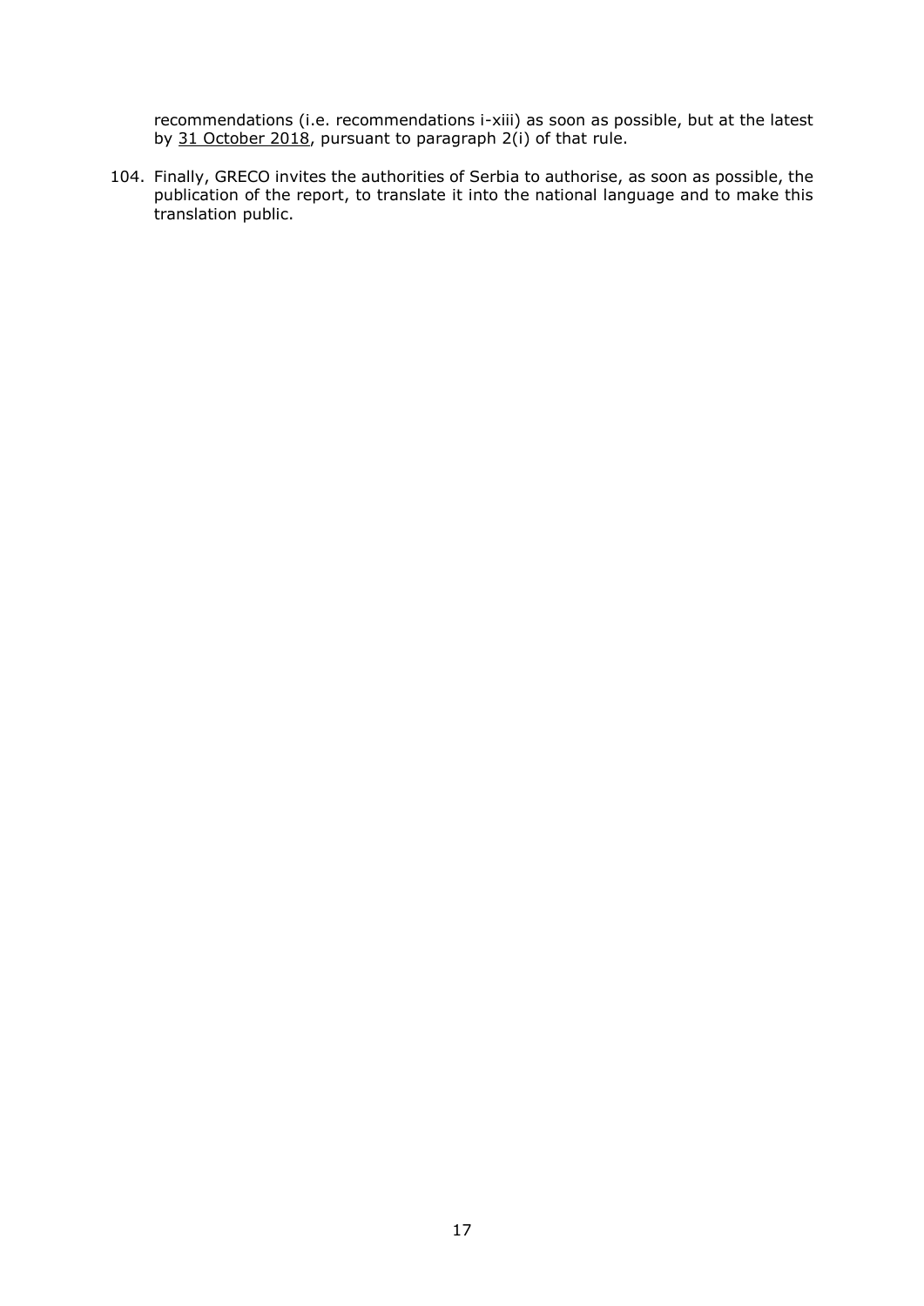recommendations (i.e. recommendations i-xiii) as soon as possible, but at the latest by 31 October 2018, pursuant to paragraph 2(i) of that rule.

104. Finally, GRECO invites the authorities of Serbia to authorise, as soon as possible, the publication of the report, to translate it into the national language and to make this translation public.